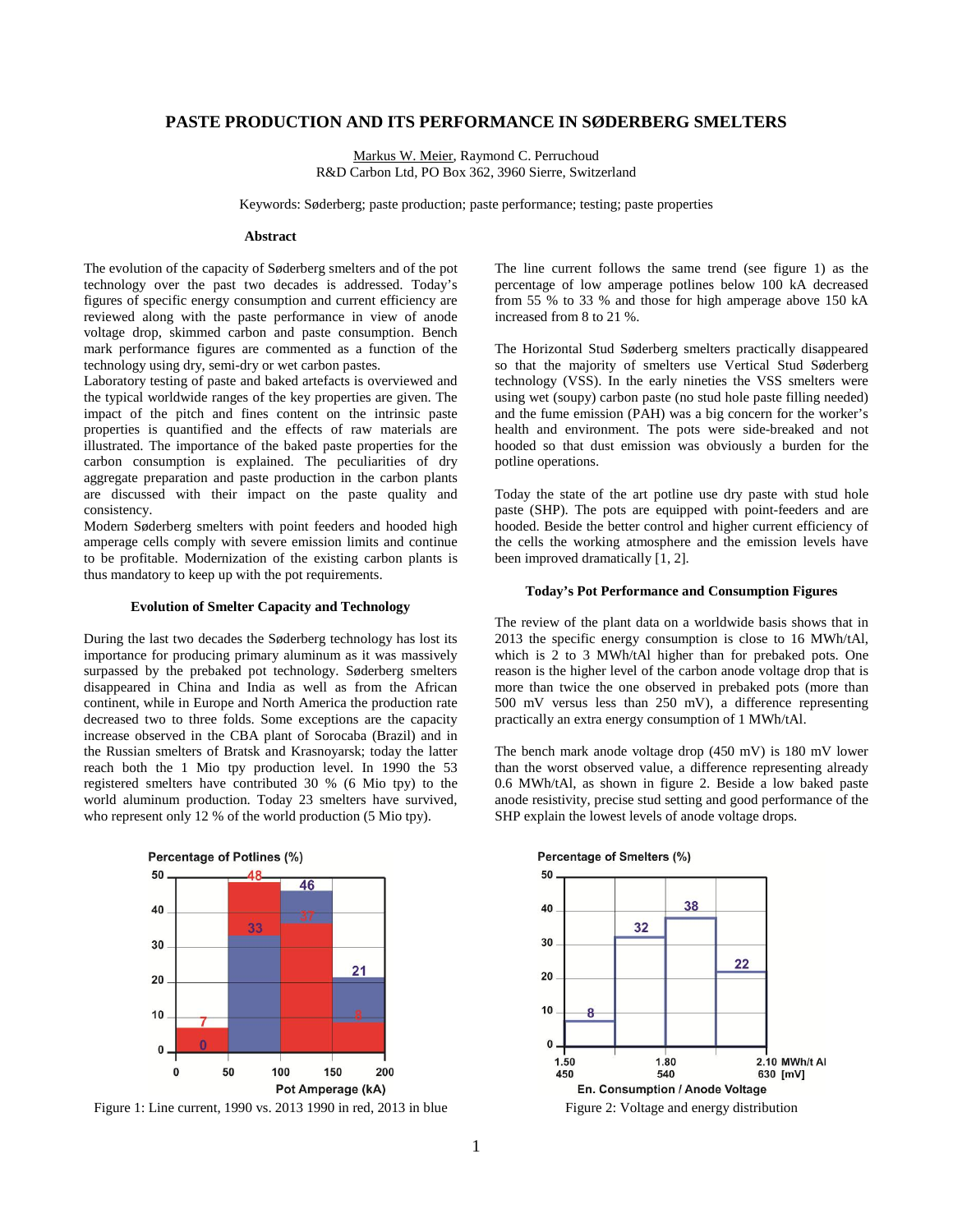# PASTE PRODUCTION AND ITS PERFORMANCE IN SØDERBERG SMELTERS

Markus W. Meier, Raymond C. Perruchoud
R&D Carbon Ltd, PO Box 362, 3960 Sierre, Switzerland

Keywords: Søderberg; paste production; paste performance; testing; paste properties

## Abstract

The evolution of the capacity of Søderberg smelters and of the pot technology over the past two decades is addressed. Today's figures of specific energy consumption and current efficiency are reviewed along with the paste performance in view of anode voltage drop, skimmed carbon and paste consumption. Bench mark performance figures are commented as a function of the technology using dry, semi-dry or wet carbon pastes.
Laboratory testing of paste and baked artefacts is overviewed and the typical worldwide ranges of the key properties are given. The impact of the pitch and fines content on the intrinsic paste properties is quantified and the effects of raw materials are illustrated. The importance of the baked paste properties for the carbon consumption is explained. The peculiarities of dry aggregate preparation and paste production in the carbon plants are discussed with their impact on the paste quality and consistency.
Modern Søderberg smelters with point feeders and hooded high amperage cells comply with severe emission limits and continue to be profitable. Modernization of the existing carbon plants is thus mandatory to keep up with the pot requirements.

## Evolution of Smelter Capacity and Technology

During the last two decades the Søderberg technology has lost its importance for producing primary aluminum as it was massively surpassed by the prebaked pot technology. Søderberg smelters disappeared in China and India as well as from the African continent, while in Europe and North America the production rate decreased two to three folds. Some exceptions are the capacity increase observed in the CBA plant of Sorocaba (Brazil) and in the Russian smelters of Bratsk and Krasnoyarsk; today the latter reach both the 1 Mio tpy production level. In 1990 the 53 registered smelters have contributed 30 % (6 Mio tpy) to the world aluminum production. Today 23 smelters have survived, who represent only 12 % of the world production (5 Mio tpy).

Figure 1: Line current, 1990 vs. 2013 1990 in red, 2013 in blue

The line current follows the same trend (see figure 1) as the percentage of low amperage potlines below 100 kA decreased from 55 % to 33 % and those for high amperage above 150 kA increased from 8 to 21 %.

The Horizontal Stud Søderberg smelters practically disappeared so that the majority of smelters use Vertical Stud Søderberg technology (VSS). In the early nineties the VSS smelters were using wet (soupy) carbon paste (no stud hole paste filling needed) and the fume emission (PAH) was a big concern for the worker's health and environment. The pots were side-breaked and not hooded so that dust emission was obviously a burden for the potline operations.

Today the state of the art potline use dry paste with stud hole paste (SHP). The pots are equipped with point-feeders and are hooded. Beside the better control and higher current efficiency of the cells the working atmosphere and the emission levels have been improved dramatically [1, 2].

## Today's Pot Performance and Consumption Figures

The review of the plant data on a worldwide basis shows that in 2013 the specific energy consumption is close to 16 MWh/tAl, which is 2 to 3 MWh/tAl higher than for prebaked pots. One reason is the higher level of the carbon anode voltage drop that is more than twice the one observed in prebaked pots (more than 500 mV versus less than 250 mV), a difference representing practically an extra energy consumption of 1 MWh/tAl.

The bench mark anode voltage drop (450 mV) is 180 mV lower than the worst observed value, a difference representing already 0.6 MWh/tAl, as shown in figure 2. Beside a low baked paste anode resistivity, precise stud setting and good performance of the SHP explain the lowest levels of anode voltage drops.

Figure 2: Voltage and energy distribution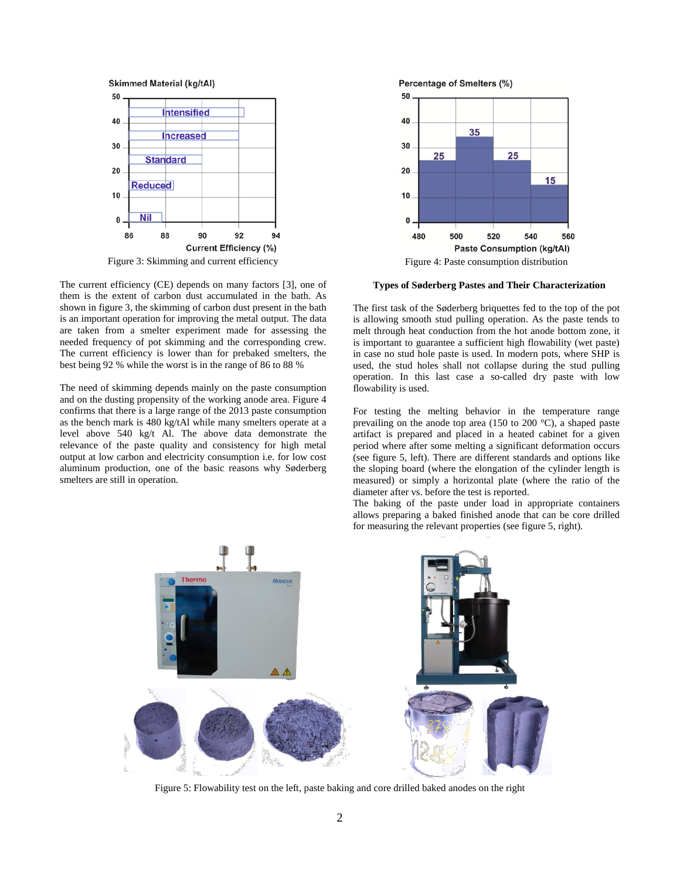Figure 3: Skimming and current efficiency

Figure 4: Paste consumption distribution

The current efficiency (CE) depends on many factors [3], one of them is the extent of carbon dust accumulated in the bath. As shown in figure 3, the skimming of carbon dust present in the bath is an important operation for improving the metal output. The data are taken from a smelter experiment made for assessing the needed frequency of pot skimming and the corresponding crew. The current efficiency is lower than for prebaked smelters, the best being 92 % while the worst is in the range of 86 to 88 %

The need of skimming depends mainly on the paste consumption and on the dusting propensity of the working anode area. Figure 4 confirms that there is a large range of the 2013 paste consumption as the bench mark is 480 kg/tAl while many smelters operate at a level above 540 kg/t Al. The above data demonstrate the relevance of the paste quality and consistency for high metal output at low carbon and electricity consumption i.e. for low cost aluminum production, one of the basic reasons why Søderberg smelters are still in operation.

### Types of Søderberg Pastes and Their Characterization

The first task of the Søderberg briquettes fed to the top of the pot is allowing smooth stud pulling operation. As the paste tends to melt through heat conduction from the hot anode bottom zone, it is important to guarantee a sufficient high flowability (wet paste) in case no stud hole paste is used. In modern pots, where SHP is used, the stud holes shall not collapse during the stud pulling operation. In this last case a so-called dry paste with low flowability is used.

For testing the melting behavior in the temperature range prevailing on the anode top area (150 to 200 °C), a shaped paste artifact is prepared and placed in a heated cabinet for a given period where after some melting a significant deformation occurs (see figure 5, left). There are different standards and options like the sloping board (where the elongation of the cylinder length is measured) or simply a horizontal plate (where the ratio of the diameter after vs. before the test is reported).
The baking of the paste under load in appropriate containers allows preparing a baked finished anode that can be core drilled for measuring the relevant properties (see figure 5, right).

Figure 5: Flowability test on the left, paste baking and core drilled baked anodes on the right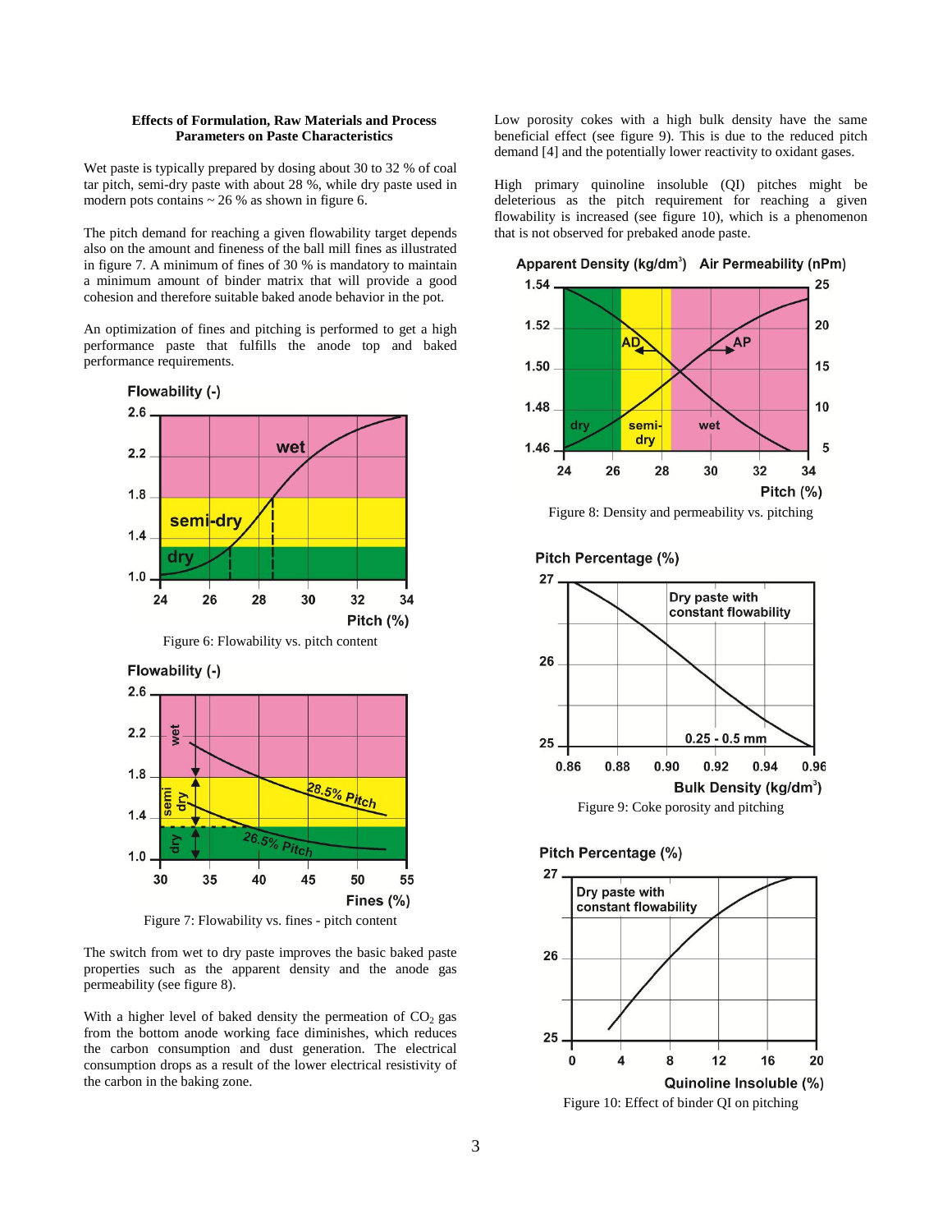### Effects of Formulation, Raw Materials and Process Parameters on Paste Characteristics

Wet paste is typically prepared by dosing about 30 to 32 % of coal tar pitch, semi-dry paste with about 28 %, while dry paste used in modern pots contains ~ 26 % as shown in figure 6.

The pitch demand for reaching a given flowability target depends also on the amount and fineness of the ball mill fines as illustrated in figure 7. A minimum of fines of 30 % is mandatory to maintain a minimum amount of binder matrix that will provide a good cohesion and therefore suitable baked anode behavior in the pot.

An optimization of fines and pitching is performed to get a high performance paste that fulfills the anode top and baked performance requirements.

Figure 6: Flowability vs. pitch content

Figure 7: Flowability vs. fines - pitch content

The switch from wet to dry paste improves the basic baked paste properties such as the apparent density and the anode gas permeability (see figure 8).

With a higher level of baked density the permeation of $CO_2$ gas from the bottom anode working face diminishes, which reduces the carbon consumption and dust generation. The electrical consumption drops as a result of the lower electrical resistivity of the carbon in the baking zone.

Low porosity cokes with a high bulk density have the same beneficial effect (see figure 9). This is due to the reduced pitch demand [4] and the potentially lower reactivity to oxidant gases.

High primary quinoline insoluble (QI) pitches might be deleterious as the pitch requirement for reaching a given flowability is increased (see figure 10), which is a phenomenon that is not observed for prebaked anode paste.

Figure 8: Density and permeability vs. pitching

Figure 9: Coke porosity and pitching

Figure 10: Effect of binder QI on pitching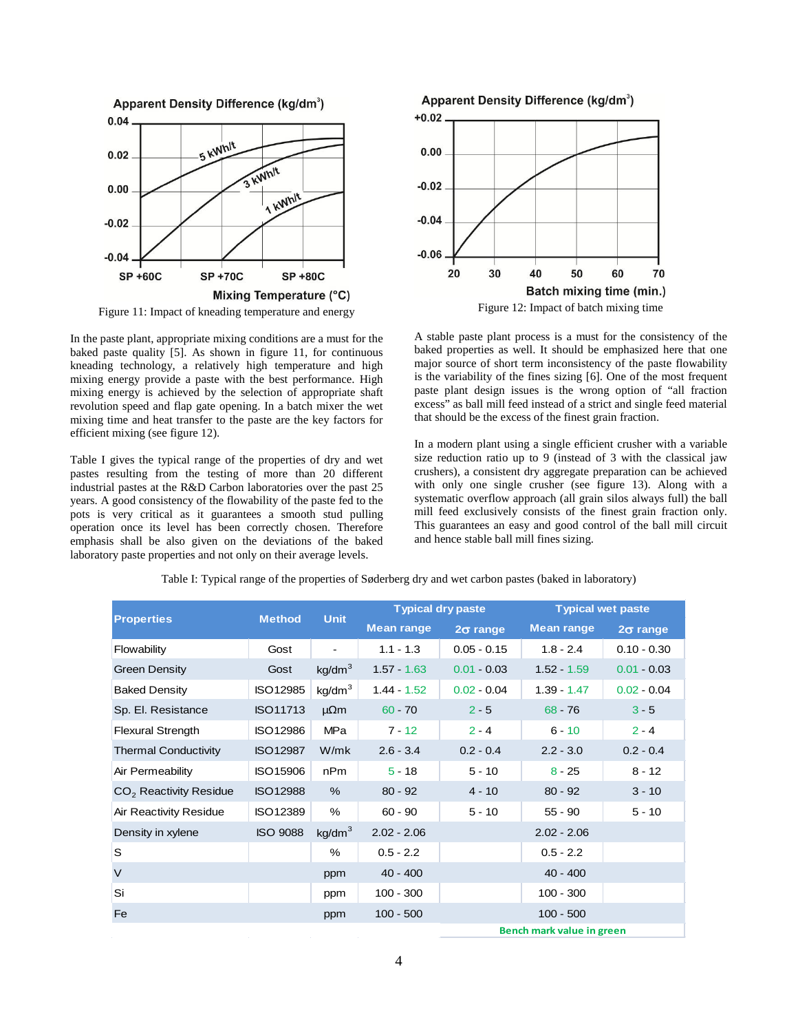Figure 11: Impact of kneading temperature and energy

Figure 12: Impact of batch mixing time

In the paste plant, appropriate mixing conditions are a must for the baked paste quality [5]. As shown in figure 11, for continuous kneading technology, a relatively high temperature and high mixing energy provide a paste with the best performance. High mixing energy is achieved by the selection of appropriate shaft revolution speed and flap gate opening. In a batch mixer the wet mixing time and heat transfer to the paste are the key factors for efficient mixing (see figure 12).

Table I gives the typical range of the properties of dry and wet pastes resulting from the testing of more than 20 different industrial pastes at the R&D Carbon laboratories over the past 25 years. A good consistency of the flowability of the paste fed to the pots is very critical as it guarantees a smooth stud pulling operation once its level has been correctly chosen. Therefore emphasis shall be also given on the deviations of the baked laboratory paste properties and not only on their average levels.

A stable paste plant process is a must for the consistency of the baked properties as well. It should be emphasized here that one major source of short term inconsistency of the paste flowability is the variability of the fines sizing [6]. One of the most frequent paste plant design issues is the wrong option of "all fraction excess" as ball mill feed instead of a strict and single feed material that should be the excess of the finest grain fraction.

In a modern plant using a single efficient crusher with a variable size reduction ratio up to 9 (instead of 3 with the classical jaw crushers), a consistent dry aggregate preparation can be achieved with only one single crusher (see figure 13). Along with a systematic overflow approach (all grain silos always full) the ball mill feed exclusively consists of the finest grain fraction only. This guarantees an easy and good control of the ball mill circuit and hence stable ball mill fines sizing.

Table I: Typical range of the properties of Søderberg dry and wet carbon pastes (baked in laboratory)

| Properties | Method | Unit | Typical dry paste | | Typical wet paste | |
|---|---|---|---|---|---|---|
| | | | Mean range | 2σ range | Mean range | 2σ range |
| Flowability | Gost | - | 1.1 - 1.3 | 0.05 - 0.15 | 1.8 - 2.4 | 0.10 - 0.30 |
| Green Density | Gost | $kg/dm^3$ | 1.57 - 1.63 | 0.01 - 0.03 | 1.52 - 1.59 | 0.01 - 0.03 |
| Baked Density | ISO12985 | $kg/dm^3$ | 1.44 - 1.52 | 0.02 - 0.04 | 1.39 - 1.47 | 0.02 - 0.04 |
| Sp. El. Resistance | ISO11713 | μΩm | 60 - 70 | 2 - 5 | 68 - 76 | 3 - 5 |
| Flexural Strength | ISO12986 | MPa | 7 - 12 | 2 - 4 | 6 - 10 | 2 - 4 |
| Thermal Conductivity | ISO12987 | W/mk | 2.6 - 3.4 | 0.2 - 0.4 | 2.2 - 3.0 | 0.2 - 0.4 |
| Air Permeability | ISO15906 | nPm | 5 - 18 | 5 - 10 | 8 - 25 | 8 - 12 |
| $CO_2$ Reactivity Residue | ISO12988 | % | 80 - 92 | 4 - 10 | 80 - 92 | 3 - 10 |
| Air Reactivity Residue | ISO12389 | % | 60 - 90 | 5 - 10 | 55 - 90 | 5 - 10 |
| Density in xylene | ISO 9088 | $kg/dm^3$ | 2.02 - 2.06 | | 2.02 - 2.06 | |
| S | | % | 0.5 - 2.2 | | 0.5 - 2.2 | |
| V | | ppm | 40 - 400 | | 40 - 400 | |
| Si | | ppm | 100 - 300 | | 100 - 300 | |
| Fe | | ppm | 100 - 500 | | 100 - 500 | |

**Bench mark value in green**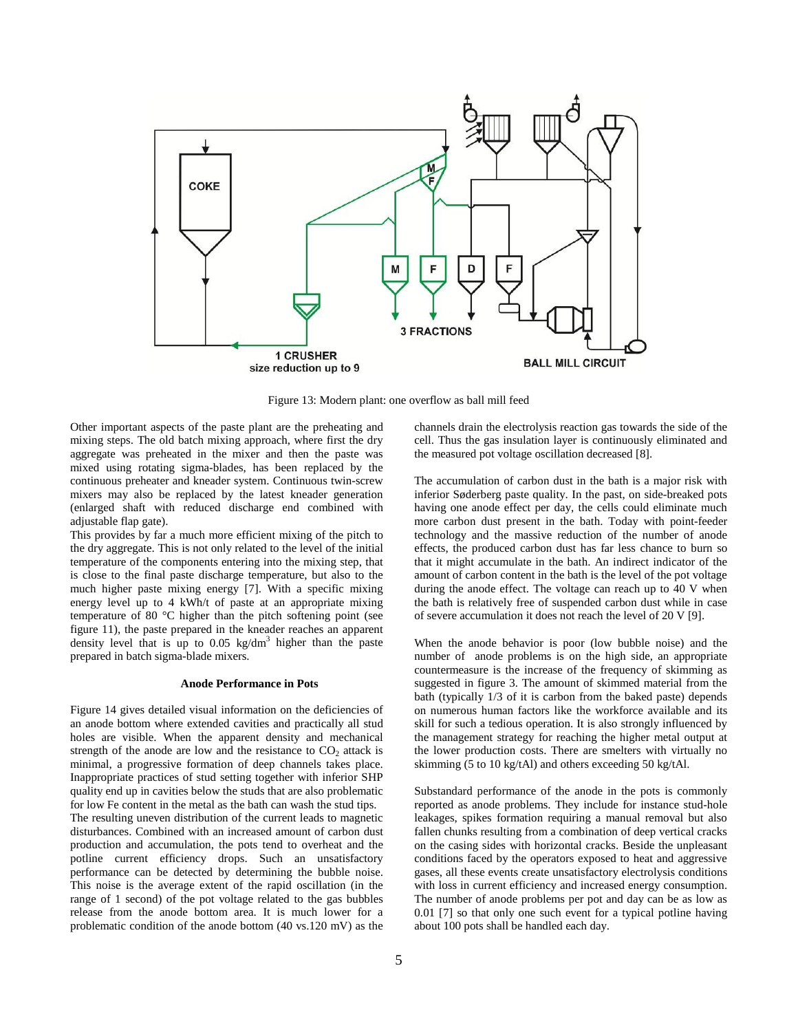Figure 13: Modern plant: one overflow as ball mill feed

Other important aspects of the paste plant are the preheating and mixing steps. The old batch mixing approach, where first the dry aggregate was preheated in the mixer and then the paste was mixed using rotating sigma-blades, has been replaced by the continuous preheater and kneader system. Continuous twin-screw mixers may also be replaced by the latest kneader generation (enlarged shaft with reduced discharge end combined with adjustable flap gate).

This provides by far a much more efficient mixing of the pitch to the dry aggregate. This is not only related to the level of the initial temperature of the components entering into the mixing step, that is close to the final paste discharge temperature, but also to the much higher paste mixing energy [7]. With a specific mixing energy level up to 4 kWh/t of paste at an appropriate mixing temperature of 80 °C higher than the pitch softening point (see figure 11), the paste prepared in the kneader reaches an apparent density level that is up to 0.05 kg/dm$^3$ higher than the paste prepared in batch sigma-blade mixers.

## Anode Performance in Pots

Figure 14 gives detailed visual information on the deficiencies of an anode bottom where extended cavities and practically all stud holes are visible. When the apparent density and mechanical strength of the anode are low and the resistance to $CO_2$ attack is minimal, a progressive formation of deep channels takes place. Inappropriate practices of stud setting together with inferior SHP quality end up in cavities below the studs that are also problematic for low Fe content in the metal as the bath can wash the stud tips.

The resulting uneven distribution of the current leads to magnetic disturbances. Combined with an increased amount of carbon dust production and accumulation, the pots tend to overheat and the potline current efficiency drops. Such an unsatisfactory performance can be detected by determining the bubble noise. This noise is the average extent of the rapid oscillation (in the range of 1 second) of the pot voltage related to the gas bubbles release from the anode bottom area. It is much lower for a problematic condition of the anode bottom (40 vs.120 mV) as the channels drain the electrolysis reaction gas towards the side of the cell. Thus the gas insulation layer is continuously eliminated and the measured pot voltage oscillation decreased [8].

The accumulation of carbon dust in the bath is a major risk with inferior Søderberg paste quality. In the past, on side-breaked pots having one anode effect per day, the cells could eliminate much more carbon dust present in the bath. Today with point-feeder technology and the massive reduction of the number of anode effects, the produced carbon dust has far less chance to burn so that it might accumulate in the bath. An indirect indicator of the amount of carbon content in the bath is the level of the pot voltage during the anode effect. The voltage can reach up to 40 V when the bath is relatively free of suspended carbon dust while in case of severe accumulation it does not reach the level of 20 V [9].

When the anode behavior is poor (low bubble noise) and the number of anode problems is on the high side, an appropriate countermeasure is the increase of the frequency of skimming as suggested in figure 3. The amount of skimmed material from the bath (typically 1/3 of it is carbon from the baked paste) depends on numerous human factors like the workforce available and its skill for such a tedious operation. It is also strongly influenced by the management strategy for reaching the higher metal output at the lower production costs. There are smelters with virtually no skimming (5 to 10 kg/tAl) and others exceeding 50 kg/tAl.

Substandard performance of the anode in the pots is commonly reported as anode problems. They include for instance stud-hole leakages, spikes formation requiring a manual removal but also fallen chunks resulting from a combination of deep vertical cracks on the casing sides with horizontal cracks. Beside the unpleasant conditions faced by the operators exposed to heat and aggressive gases, all these events create unsatisfactory electrolysis conditions with loss in current efficiency and increased energy consumption. The number of anode problems per pot and day can be as low as 0.01 [7] so that only one such event for a typical potline having about 100 pots shall be handled each day.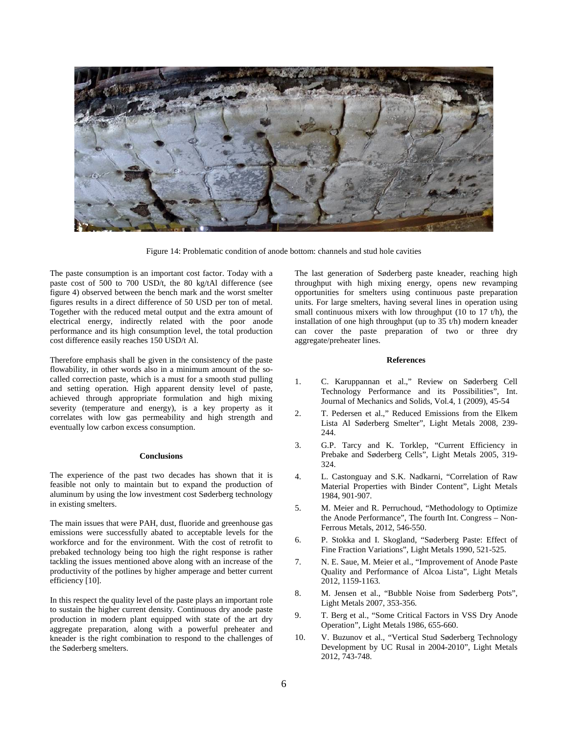Figure 14: Problematic condition of anode bottom: channels and stud hole cavities

The paste consumption is an important cost factor. Today with a paste cost of 500 to 700 USD/t, the 80 kg/tAl difference (see figure 4) observed between the bench mark and the worst smelter figures results in a direct difference of 50 USD per ton of metal. Together with the reduced metal output and the extra amount of electrical energy, indirectly related with the poor anode performance and its high consumption level, the total production cost difference easily reaches 150 USD/t Al.

Therefore emphasis shall be given in the consistency of the paste flowability, in other words also in a minimum amount of the so-called correction paste, which is a must for a smooth stud pulling and setting operation. High apparent density level of paste, achieved through appropriate formulation and high mixing severity (temperature and energy), is a key property as it correlates with low gas permeability and high strength and eventually low carbon excess consumption.

## Conclusions

The experience of the past two decades has shown that it is feasible not only to maintain but to expand the production of aluminum by using the low investment cost Søderberg technology in existing smelters.

The main issues that were PAH, dust, fluoride and greenhouse gas emissions were successfully abated to acceptable levels for the workforce and for the environment. With the cost of retrofit to prebaked technology being too high the right response is rather tackling the issues mentioned above along with an increase of the productivity of the potlines by higher amperage and better current efficiency [10].

In this respect the quality level of the paste plays an important role to sustain the higher current density. Continuous dry anode paste production in modern plant equipped with state of the art dry aggregate preparation, along with a powerful preheater and kneader is the right combination to respond to the challenges of the Søderberg smelters.

The last generation of Søderberg paste kneader, reaching high throughput with high mixing energy, opens new revamping opportunities for smelters using continuous paste preparation units. For large smelters, having several lines in operation using small continuous mixers with low throughput (10 to 17 t/h), the installation of one high throughput (up to 35 t/h) modern kneader can cover the paste preparation of two or three dry aggregate/preheater lines.

## References

1. C. Karuppannan et al.," Review on Søderberg Cell Technology Performance and its Possibilities", Int. Journal of Mechanics and Solids, Vol.4, 1 (2009), 45-54
2. T. Pedersen et al.," Reduced Emissions from the Elkem Lista Al Søderberg Smelter", Light Metals 2008, 239-244.
3. G.P. Tarcy and K. Torklep, "Current Efficiency in Prebake and Søderberg Cells", Light Metals 2005, 319-324.
4. L. Castonguay and S.K. Nadkarni, "Correlation of Raw Material Properties with Binder Content", Light Metals 1984, 901-907.
5. M. Meier and R. Perruchoud, "Methodology to Optimize the Anode Performance", The fourth Int. Congress – Non-Ferrous Metals, 2012, 546-550.
6. P. Stokka and I. Skogland, "Søderberg Paste: Effect of Fine Fraction Variations", Light Metals 1990, 521-525.
7. N. E. Saue, M. Meier et al., "Improvement of Anode Paste Quality and Performance of Alcoa Lista", Light Metals 2012, 1159-1163.
8. M. Jensen et al., "Bubble Noise from Søderberg Pots", Light Metals 2007, 353-356.
9. T. Berg et al., "Some Critical Factors in VSS Dry Anode Operation", Light Metals 1986, 655-660.
10. V. Buzunov et al., "Vertical Stud Søderberg Technology Development by UC Rusal in 2004-2010", Light Metals 2012, 743-748.